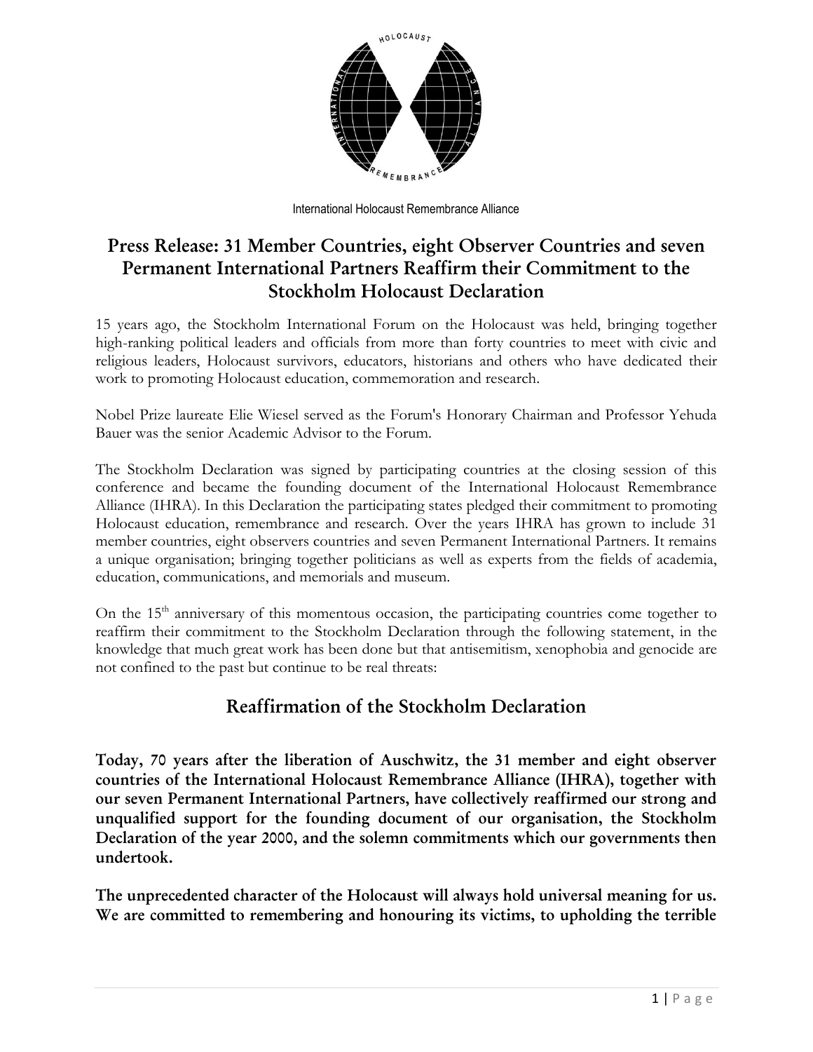International Holocaust Remembrance Alliance

# Press Release: 31 Member Countries, eight Observer Countries and seven Permanent International Partners Reaffirm their Commitment to the Stockholm Holocaust Declaration

15 years ago, the Stockholm International Forum on the Holocaust was held, bringing together high-ranking political leaders and officials from more than forty countries to meet with civic and religious leaders, Holocaust survivors, educators, historians and others who have dedicated their work to promoting Holocaust education, commemoration and research.

Nobel Prize laureate Elie Wiesel served as the Forum's Honorary Chairman and Professor Yehuda Bauer was the senior Academic Advisor to the Forum.

The Stockholm Declaration was signed by participating countries at the closing session of this conference and became the founding document of the International Holocaust Remembrance Alliance (IHRA). In this Declaration the participating states pledged their commitment to promoting Holocaust education, remembrance and research. Over the years IHRA has grown to include 31 member countries, eight observers countries and seven Permanent International Partners. It remains a unique organisation; bringing together politicians as well as experts from the fields of academia, education, communications, and memorials and museum.

On the 15th anniversary of this momentous occasion, the participating countries come together to reaffirm their commitment to the Stockholm Declaration through the following statement, in the knowledge that much great work has been done but that antisemitism, xenophobia and genocide are not confined to the past but continue to be real threats:

## Reaffirmation of the Stockholm Declaration

**Today, 70 years after the liberation of Auschwitz, the 31 member and eight observer countries of the International Holocaust Remembrance Alliance (IHRA), together with our seven Permanent International Partners, have collectively reaffirmed our strong and unqualified support for the founding document of our organisation, the Stockholm Declaration of the year 2000, and the solemn commitments which our governments then undertook.**

**The unprecedented character of the Holocaust will always hold universal meaning for us. We are committed to remembering and honouring its victims, to upholding the terrible**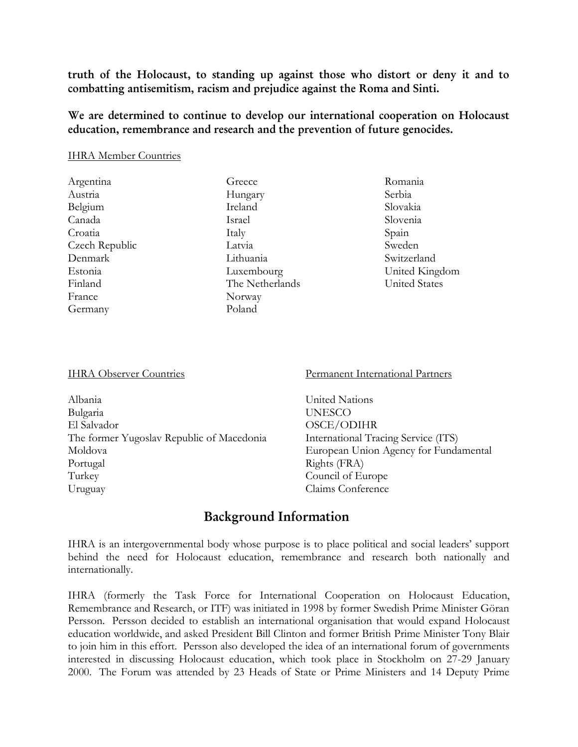**truth of the Holocaust, to standing up against those who distort or deny it and to combatting antisemitism, racism and prejudice against the Roma and Sinti.**

**We are determined to continue to develop our international cooperation on Holocaust education, remembrance and research and the prevention of future genocides.**

IHRA Member Countries

Argentina
Austria
Belgium
Canada
Croatia
Czech Republic
Denmark
Estonia
Finland
France
Germany
Greece
Hungary
Ireland
Israel
Italy
Latvia
Lithuania
Luxembourg
The Netherlands
Norway
Poland
Romania
Serbia
Slovakia
Slovenia
Spain
Sweden
Switzerland
United Kingdom
United States

IHRA Observer Countries

Albania
Bulgaria
El Salvador
The former Yugoslav Republic of Macedonia
Moldova
Portugal
Turkey
Uruguay

Permanent International Partners

United Nations
UNESCO
OSCE/ODIHR
International Tracing Service (ITS)
European Union Agency for Fundamental Rights (FRA)
Council of Europe
Claims Conference

## Background Information

IHRA is an intergovernmental body whose purpose is to place political and social leaders' support behind the need for Holocaust education, remembrance and research both nationally and internationally.

IHRA (formerly the Task Force for International Cooperation on Holocaust Education, Remembrance and Research, or ITF) was initiated in 1998 by former Swedish Prime Minister Göran Persson. Persson decided to establish an international organisation that would expand Holocaust education worldwide, and asked President Bill Clinton and former British Prime Minister Tony Blair to join him in this effort. Persson also developed the idea of an international forum of governments interested in discussing Holocaust education, which took place in Stockholm on 27-29 January 2000. The Forum was attended by 23 Heads of State or Prime Ministers and 14 Deputy Prime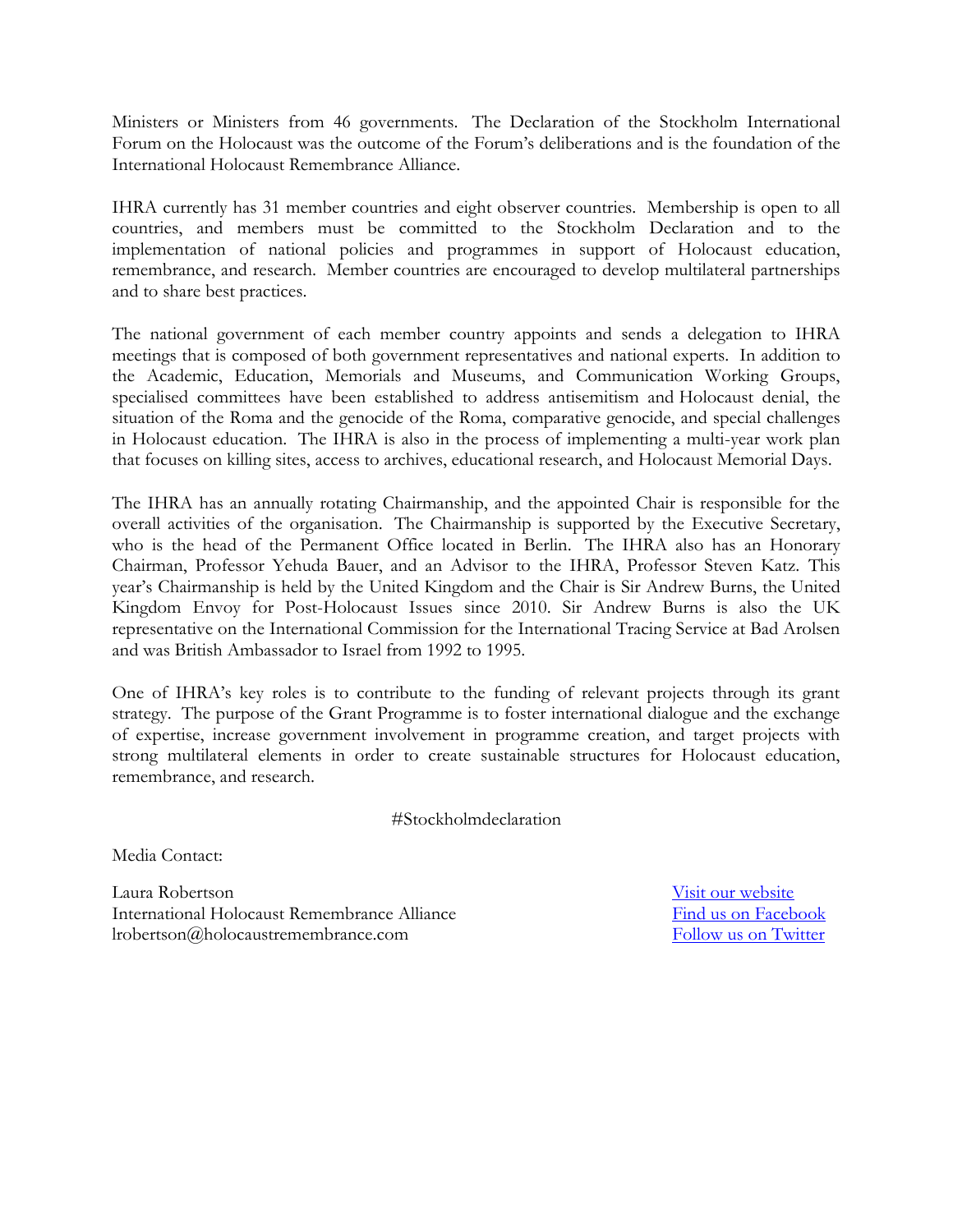Ministers or Ministers from 46 governments. The Declaration of the Stockholm International Forum on the Holocaust was the outcome of the Forum's deliberations and is the foundation of the International Holocaust Remembrance Alliance.

IHRA currently has 31 member countries and eight observer countries. Membership is open to all countries, and members must be committed to the Stockholm Declaration and to the implementation of national policies and programmes in support of Holocaust education, remembrance, and research. Member countries are encouraged to develop multilateral partnerships and to share best practices.

The national government of each member country appoints and sends a delegation to IHRA meetings that is composed of both government representatives and national experts. In addition to the Academic, Education, Memorials and Museums, and Communication Working Groups, specialised committees have been established to address antisemitism and Holocaust denial, the situation of the Roma and the genocide of the Roma, comparative genocide, and special challenges in Holocaust education. The IHRA is also in the process of implementing a multi-year work plan that focuses on killing sites, access to archives, educational research, and Holocaust Memorial Days.

The IHRA has an annually rotating Chairmanship, and the appointed Chair is responsible for the overall activities of the organisation. The Chairmanship is supported by the Executive Secretary, who is the head of the Permanent Office located in Berlin. The IHRA also has an Honorary Chairman, Professor Yehuda Bauer, and an Advisor to the IHRA, Professor Steven Katz. This year's Chairmanship is held by the United Kingdom and the Chair is Sir Andrew Burns, the United Kingdom Envoy for Post-Holocaust Issues since 2010. Sir Andrew Burns is also the UK representative on the International Commission for the International Tracing Service at Bad Arolsen and was British Ambassador to Israel from 1992 to 1995.

One of IHRA's key roles is to contribute to the funding of relevant projects through its grant strategy. The purpose of the Grant Programme is to foster international dialogue and the exchange of expertise, increase government involvement in programme creation, and target projects with strong multilateral elements in order to create sustainable structures for Holocaust education, remembrance, and research.

#Stockholmdeclaration

Media Contact:

Laura Robertson
International Holocaust Remembrance Alliance
lrobertson@holocaustremembrance.com

Visit our website
Find us on Facebook
Follow us on Twitter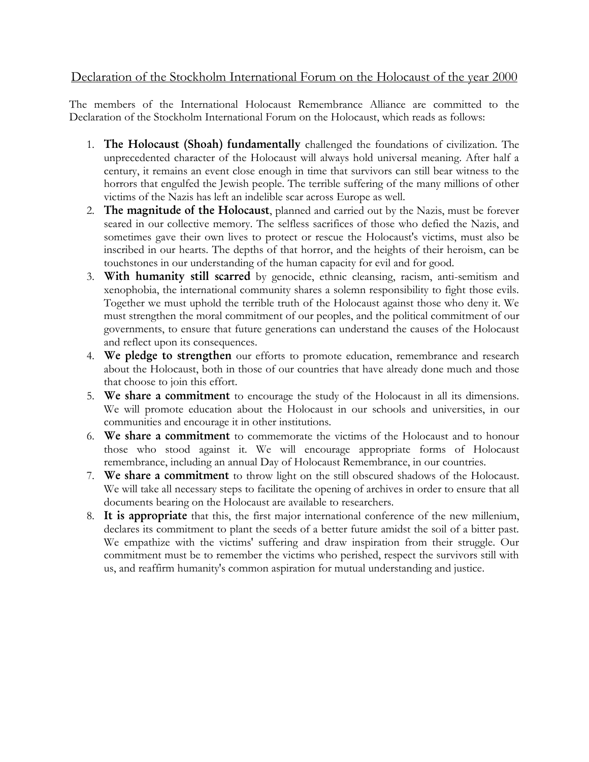## Declaration of the Stockholm International Forum on the Holocaust of the year 2000

The members of the International Holocaust Remembrance Alliance are committed to the Declaration of the Stockholm International Forum on the Holocaust, which reads as follows:

1. **The Holocaust (Shoah) fundamentally** challenged the foundations of civilization. The unprecedented character of the Holocaust will always hold universal meaning. After half a century, it remains an event close enough in time that survivors can still bear witness to the horrors that engulfed the Jewish people. The terrible suffering of the many millions of other victims of the Nazis has left an indelible scar across Europe as well.
2. **The magnitude of the Holocaust**, planned and carried out by the Nazis, must be forever seared in our collective memory. The selfless sacrifices of those who defied the Nazis, and sometimes gave their own lives to protect or rescue the Holocaust's victims, must also be inscribed in our hearts. The depths of that horror, and the heights of their heroism, can be touchstones in our understanding of the human capacity for evil and for good.
3. **With humanity still scarred** by genocide, ethnic cleansing, racism, anti-semitism and xenophobia, the international community shares a solemn responsibility to fight those evils. Together we must uphold the terrible truth of the Holocaust against those who deny it. We must strengthen the moral commitment of our peoples, and the political commitment of our governments, to ensure that future generations can understand the causes of the Holocaust and reflect upon its consequences.
4. **We pledge to strengthen** our efforts to promote education, remembrance and research about the Holocaust, both in those of our countries that have already done much and those that choose to join this effort.
5. **We share a commitment** to encourage the study of the Holocaust in all its dimensions. We will promote education about the Holocaust in our schools and universities, in our communities and encourage it in other institutions.
6. **We share a commitment** to commemorate the victims of the Holocaust and to honour those who stood against it. We will encourage appropriate forms of Holocaust remembrance, including an annual Day of Holocaust Remembrance, in our countries.
7. **We share a commitment** to throw light on the still obscured shadows of the Holocaust. We will take all necessary steps to facilitate the opening of archives in order to ensure that all documents bearing on the Holocaust are available to researchers.
8. **It is appropriate** that this, the first major international conference of the new millenium, declares its commitment to plant the seeds of a better future amidst the soil of a bitter past. We empathize with the victims' suffering and draw inspiration from their struggle. Our commitment must be to remember the victims who perished, respect the survivors still with us, and reaffirm humanity's common aspiration for mutual understanding and justice.